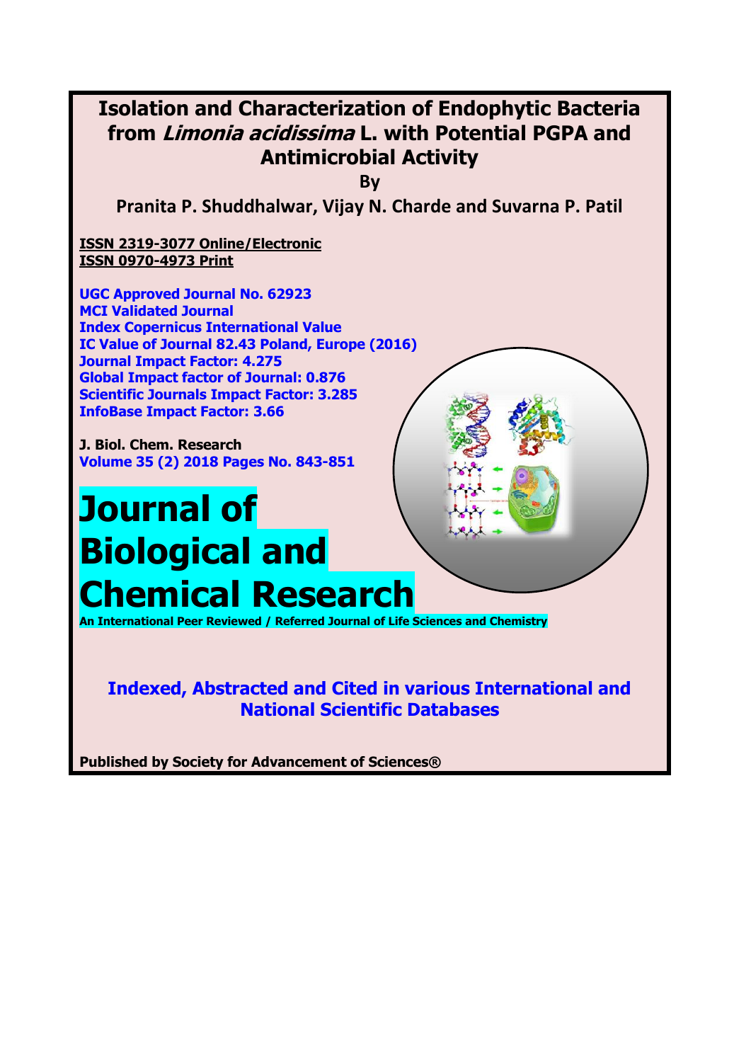# Isolation and Characterization of Endophytic Bacteria from *Limonia acidissima* L. with Potential PGPA and Antimicrobial Activity

**By**

**Pranita P. Shuddhalwar, Vijay N. Charde and Suvarna P. Patil**

**ISSN 2319-3077 Online/Electronic**
**ISSN 0970-4973 Print**

**UGC Approved Journal No. 62923**
**MCI Validated Journal**
**Index Copernicus International Value**
**IC Value of Journal 82.43 Poland, Europe (2016)**
**Journal Impact Factor: 4.275**
**Global Impact factor of Journal: 0.876**
**Scientific Journals Impact Factor: 3.285**
**InfoBase Impact Factor: 3.66**

**J. Biol. Chem. Research**
**Volume 35 (2) 2018 Pages No. 843-851**

# Journal of Biological and Chemical Research

**An International Peer Reviewed / Referred Journal of Life Sciences and Chemistry**

**Indexed, Abstracted and Cited in various International and National Scientific Databases**

**Published by Society for Advancement of Sciences®**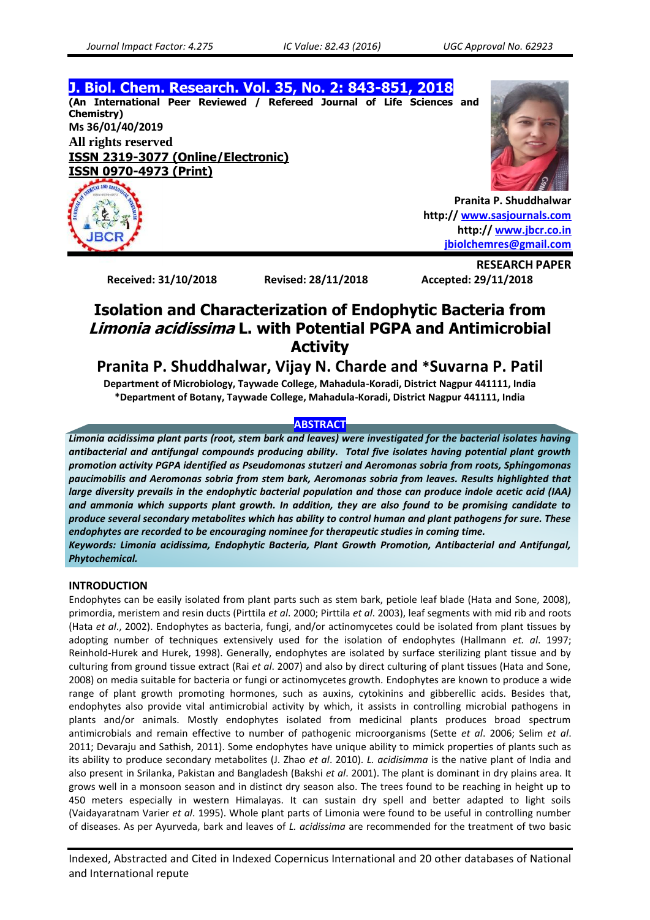# Isolation and Characterization of Endophytic Bacteria from *Limonia acidissima* L. with Potential PGPA and Antimicrobial Activity

## Pranita P. Shuddhalwar, Vijay N. Charde and *Suvarna P. Patil

**Department of Microbiology, Taywade College, Mahadula-Koradi, District Nagpur 441111, India**
***Department of Botany, Taywade College, Mahadula-Koradi, District Nagpur 441111, India**

Received: 31/10/2018 Revised: 28/11/2018 Accepted: 29/11/2018

RESEARCH PAPER

**ABSTRACT**

***Limonia acidissima plant parts (root, stem bark and leaves) were investigated for the bacterial isolates having antibacterial and antifungal compounds producing ability. Total five isolates having potential plant growth promotion activity PGPA identified as Pseudomonas stutzeri and Aeromonas sobria from roots, Sphingomonas paucimobilis and Aeromonas sobria from stem bark, Aeromonas sobria from leaves. Results highlighted that large diversity prevails in the endophytic bacterial population and those can produce indole acetic acid (IAA) and ammonia which supports plant growth. In addition, they are also found to be promising candidate to produce several secondary metabolites which has ability to control human and plant pathogens for sure. These endophytes are recorded to be encouraging nominee for therapeutic studies in coming time.***

***Keywords: Limonia acidissima, Endophytic Bacteria, Plant Growth Promotion, Antibacterial and Antifungal, Phytochemical.***

## INTRODUCTION

Endophytes can be easily isolated from plant parts such as stem bark, petiole leaf blade (Hata and Sone, 2008), primordia, meristem and resin ducts (Pirttila *et al*. 2000; Pirttila *et al*. 2003), leaf segments with mid rib and roots (Hata *et al*., 2002). Endophytes as bacteria, fungi, and/or actinomycetes could be isolated from plant tissues by adopting number of techniques extensively used for the isolation of endophytes (Hallmann *et. al*. 1997; Reinhold-Hurek and Hurek, 1998). Generally, endophytes are isolated by surface sterilizing plant tissue and by culturing from ground tissue extract (Rai *et al*. 2007) and also by direct culturing of plant tissues (Hata and Sone, 2008) on media suitable for bacteria or fungi or actinomycetes growth. Endophytes are known to produce a wide range of plant growth promoting hormones, such as auxins, cytokinins and gibberellic acids. Besides that, endophytes also provide vital antimicrobial activity by which, it assists in controlling microbial pathogens in plants and/or animals. Mostly endophytes isolated from medicinal plants produces broad spectrum antimicrobials and remain effective to number of pathogenic microorganisms (Sette *et al*. 2006; Selim *et al*. 2011; Devaraju and Sathish, 2011). Some endophytes have unique ability to mimick properties of plants such as its ability to produce secondary metabolites (J. Zhao *et al*. 2010). *L. acidisimma* is the native plant of India and also present in Srilanka, Pakistan and Bangladesh (Bakshi *et al*. 2001). The plant is dominant in dry plains area. It grows well in a monsoon season and in distinct dry season also. The trees found to be reaching in height up to 450 meters especially in western Himalayas. It can sustain dry spell and better adapted to light soils (Vaidayaratnam Varier *et al*. 1995). Whole plant parts of Limonia were found to be useful in controlling number of diseases. As per Ayurveda, bark and leaves of *L. acidissima* are recommended for the treatment of two basic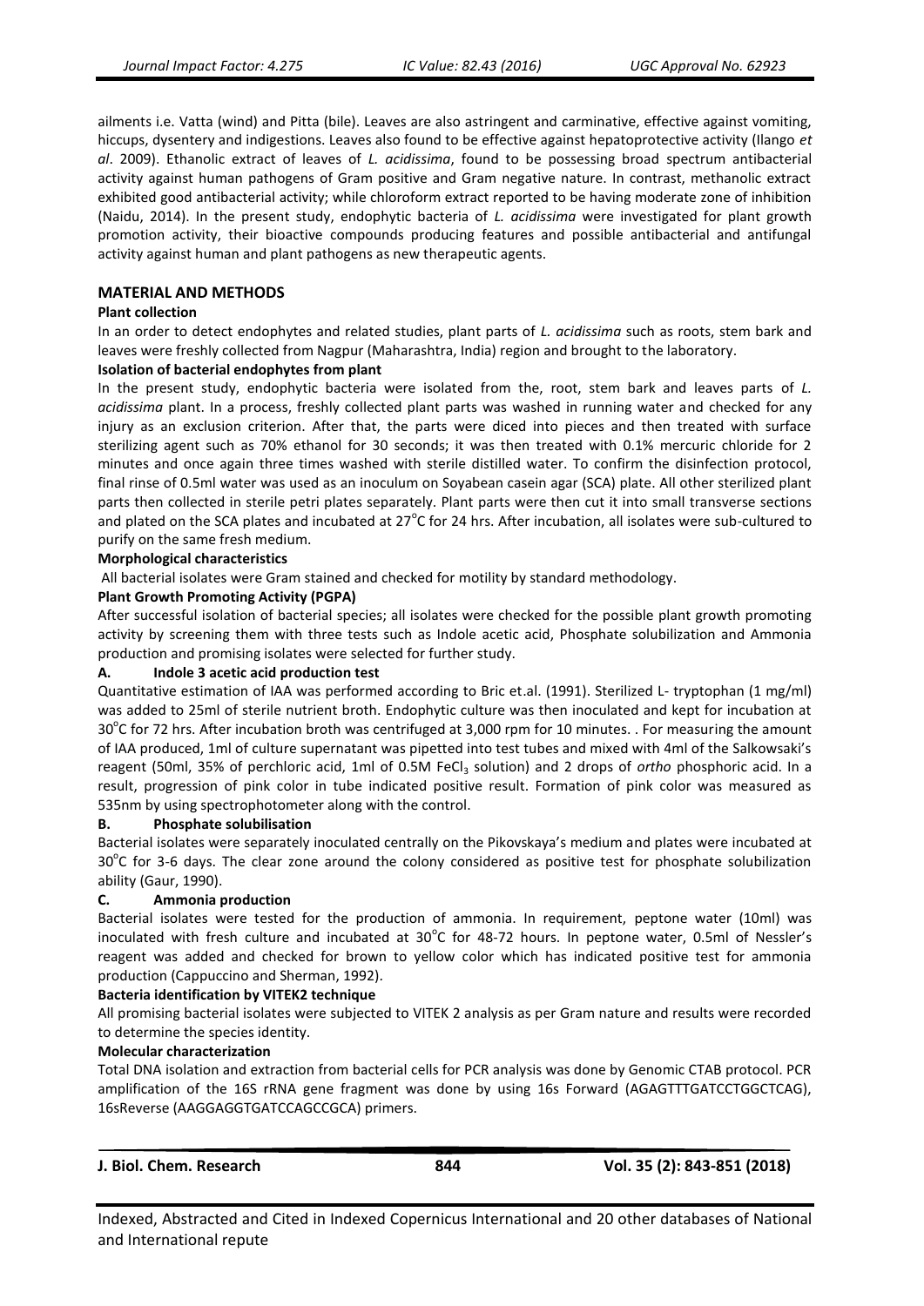ailments i.e. Vatta (wind) and Pitta (bile). Leaves are also astringent and carminative, effective against vomiting, hiccups, dysentery and indigestions. Leaves also found to be effective against hepatoprotective activity (Ilango *et al*. 2009). Ethanolic extract of leaves of *L. acidissima*, found to be possessing broad spectrum antibacterial activity against human pathogens of Gram positive and Gram negative nature. In contrast, methanolic extract exhibited good antibacterial activity; while chloroform extract reported to be having moderate zone of inhibition (Naidu, 2014). In the present study, endophytic bacteria of *L. acidissima* were investigated for plant growth promotion activity, their bioactive compounds producing features and possible antibacterial and antifungal activity against human and plant pathogens as new therapeutic agents.

## MATERIAL AND METHODS

### Plant collection

In an order to detect endophytes and related studies, plant parts of *L. acidissima* such as roots, stem bark and leaves were freshly collected from Nagpur (Maharashtra, India) region and brought to the laboratory.

### Isolation of bacterial endophytes from plant

In the present study, endophytic bacteria were isolated from the, root, stem bark and leaves parts of *L. acidissima* plant. In a process, freshly collected plant parts was washed in running water and checked for any injury as an exclusion criterion. After that, the parts were diced into pieces and then treated with surface sterilizing agent such as 70% ethanol for 30 seconds; it was then treated with 0.1% mercuric chloride for 2 minutes and once again three times washed with sterile distilled water. To confirm the disinfection protocol, final rinse of 0.5ml water was used as an inoculum on Soyabean casein agar (SCA) plate. All other sterilized plant parts then collected in sterile petri plates separately. Plant parts were then cut it into small transverse sections and plated on the SCA plates and incubated at 27°C for 24 hrs. After incubation, all isolates were sub-cultured to purify on the same fresh medium.

### Morphological characteristics

All bacterial isolates were Gram stained and checked for motility by standard methodology.

### Plant Growth Promoting Activity (PGPA)

After successful isolation of bacterial species; all isolates were checked for the possible plant growth promoting activity by screening them with three tests such as Indole acetic acid, Phosphate solubilization and Ammonia production and promising isolates were selected for further study.

#### A. Indole 3 acetic acid production test

Quantitative estimation of IAA was performed according to Bric et.al. (1991). Sterilized L- tryptophan (1 mg/ml) was added to 25ml of sterile nutrient broth. Endophytic culture was then inoculated and kept for incubation at 30°C for 72 hrs. After incubation broth was centrifuged at 3,000 rpm for 10 minutes. . For measuring the amount of IAA produced, 1ml of culture supernatant was pipetted into test tubes and mixed with 4ml of the Salkowsaki's reagent (50ml, 35% of perchloric acid, 1ml of 0.5M $FeCl_3$ solution) and 2 drops of *ortho* phosphoric acid. In a result, progression of pink color in tube indicated positive result. Formation of pink color was measured as 535nm by using spectrophotometer along with the control.

#### B. Phosphate solubilisation

Bacterial isolates were separately inoculated centrally on the Pikovskaya's medium and plates were incubated at 30°C for 3-6 days. The clear zone around the colony considered as positive test for phosphate solubilization ability (Gaur, 1990).

#### C. Ammonia production

Bacterial isolates were tested for the production of ammonia. In requirement, peptone water (10ml) was inoculated with fresh culture and incubated at 30°C for 48-72 hours. In peptone water, 0.5ml of Nessler's reagent was added and checked for brown to yellow color which has indicated positive test for ammonia production (Cappuccino and Sherman, 1992).

### Bacteria identification by VITEK2 technique

All promising bacterial isolates were subjected to VITEK 2 analysis as per Gram nature and results were recorded to determine the species identity.

### Molecular characterization

Total DNA isolation and extraction from bacterial cells for PCR analysis was done by Genomic CTAB protocol. PCR amplification of the 16S rRNA gene fragment was done by using 16s Forward (AGAGTTTGATCCTGGCTCAG), 16sReverse (AAGGAGGTGATCCAGCCGCA) primers.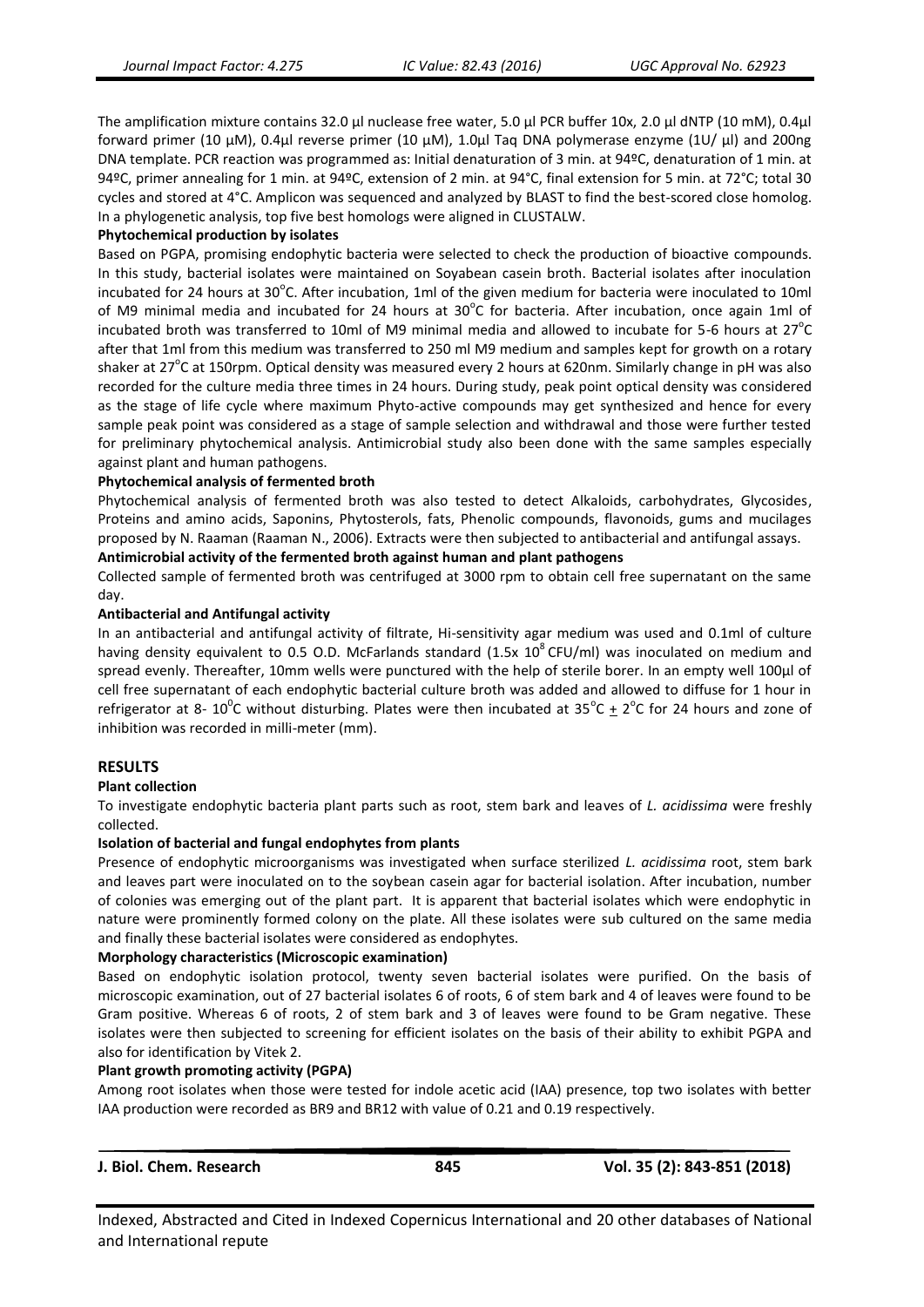The amplification mixture contains 32.0 µl nuclease free water, 5.0 µl PCR buffer 10x, 2.0 µl dNTP (10 mM), 0.4µl forward primer (10 µM), 0.4µl reverse primer (10 µM), 1.0µl Taq DNA polymerase enzyme (1U/ µl) and 200ng DNA template. PCR reaction was programmed as: Initial denaturation of 3 min. at 94ºC, denaturation of 1 min. at 94ºC, primer annealing for 1 min. at 94ºC, extension of 2 min. at 94°C, final extension for 5 min. at 72°C; total 30 cycles and stored at 4°C. Amplicon was sequenced and analyzed by BLAST to find the best-scored close homolog. In a phylogenetic analysis, top five best homologs were aligned in CLUSTALW.

**Phytochemical production by isolates**

Based on PGPA, promising endophytic bacteria were selected to check the production of bioactive compounds. In this study, bacterial isolates were maintained on Soyabean casein broth. Bacterial isolates after inoculation incubated for 24 hours at 30$^{o}$C. After incubation, 1ml of the given medium for bacteria were inoculated to 10ml of M9 minimal media and incubated for 24 hours at 30$^{o}$C for bacteria. After incubation, once again 1ml of incubated broth was transferred to 10ml of M9 minimal media and allowed to incubate for 5-6 hours at 27$^{o}$C after that 1ml from this medium was transferred to 250 ml M9 medium and samples kept for growth on a rotary shaker at 27$^{o}$C at 150rpm. Optical density was measured every 2 hours at 620nm. Similarly change in pH was also recorded for the culture media three times in 24 hours. During study, peak point optical density was considered as the stage of life cycle where maximum Phyto-active compounds may get synthesized and hence for every sample peak point was considered as a stage of sample selection and withdrawal and those were further tested for preliminary phytochemical analysis. Antimicrobial study also been done with the same samples especially against plant and human pathogens.

**Phytochemical analysis of fermented broth**

Phytochemical analysis of fermented broth was also tested to detect Alkaloids, carbohydrates, Glycosides, Proteins and amino acids, Saponins, Phytosterols, fats, Phenolic compounds, flavonoids, gums and mucilages proposed by N. Raaman (Raaman N., 2006). Extracts were then subjected to antibacterial and antifungal assays.

**Antimicrobial activity of the fermented broth against human and plant pathogens**

Collected sample of fermented broth was centrifuged at 3000 rpm to obtain cell free supernatant on the same day.

**Antibacterial and Antifungal activity**

In an antibacterial and antifungal activity of filtrate, Hi-sensitivity agar medium was used and 0.1ml of culture having density equivalent to 0.5 O.D. McFarlands standard (1.5x $10^{8}$ CFU/ml) was inoculated on medium and spread evenly. Thereafter, 10mm wells were punctured with the help of sterile borer. In an empty well 100µl of cell free supernatant of each endophytic bacterial culture broth was added and allowed to diffuse for 1 hour in refrigerator at 8- 10$^{0}$C without disturbing. Plates were then incubated at 35$^{o}$C $\pm$ 2$^{o}$C for 24 hours and zone of inhibition was recorded in milli-meter (mm).

## RESULTS

**Plant collection**

To investigate endophytic bacteria plant parts such as root, stem bark and leaves of *L. acidissima* were freshly collected.

**Isolation of bacterial and fungal endophytes from plants**

Presence of endophytic microorganisms was investigated when surface sterilized *L. acidissima* root, stem bark and leaves part were inoculated on to the soybean casein agar for bacterial isolation. After incubation, number of colonies was emerging out of the plant part. It is apparent that bacterial isolates which were endophytic in nature were prominently formed colony on the plate. All these isolates were sub cultured on the same media and finally these bacterial isolates were considered as endophytes.

**Morphology characteristics (Microscopic examination)**

Based on endophytic isolation protocol, twenty seven bacterial isolates were purified. On the basis of microscopic examination, out of 27 bacterial isolates 6 of roots, 6 of stem bark and 4 of leaves were found to be Gram positive. Whereas 6 of roots, 2 of stem bark and 3 of leaves were found to be Gram negative. These isolates were then subjected to screening for efficient isolates on the basis of their ability to exhibit PGPA and also for identification by Vitek 2.

**Plant growth promoting activity (PGPA)**

Among root isolates when those were tested for indole acetic acid (IAA) presence, top two isolates with better IAA production were recorded as BR9 and BR12 with value of 0.21 and 0.19 respectively.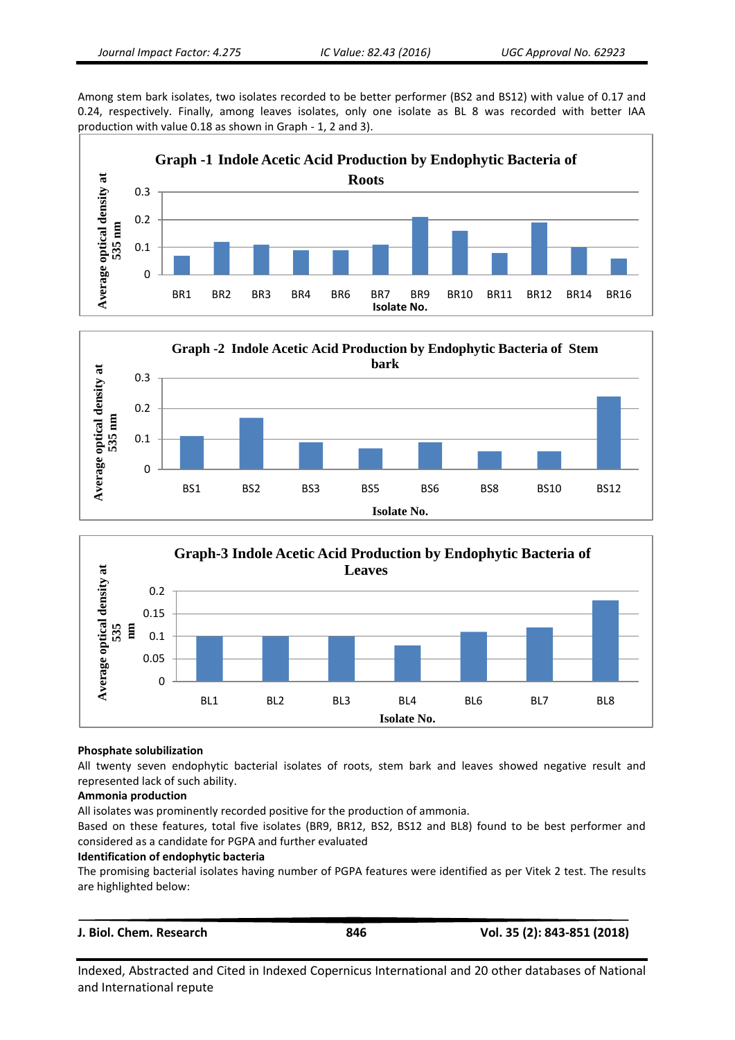Among stem bark isolates, two isolates recorded to be better performer (BS2 and BS12) with value of 0.17 and 0.24, respectively. Finally, among leaves isolates, only one isolate as BL 8 was recorded with better IAA production with value 0.18 as shown in Graph - 1, 2 and 3).

**Graph -1 Indole Acetic Acid Production by Endophytic Bacteria of Roots**

**Graph -2 Indole Acetic Acid Production by Endophytic Bacteria of Stem bark**

**Graph-3 Indole Acetic Acid Production by Endophytic Bacteria of Leaves**

**Phosphate solubilization**

All twenty seven endophytic bacterial isolates of roots, stem bark and leaves showed negative result and represented lack of such ability.

**Ammonia production**

All isolates was prominently recorded positive for the production of ammonia.

Based on these features, total five isolates (BR9, BR12, BS2, BS12 and BL8) found to be best performer and considered as a candidate for PGPA and further evaluated

**Identification of endophytic bacteria**

The promising bacterial isolates having number of PGPA features were identified as per Vitek 2 test. The results are highlighted below: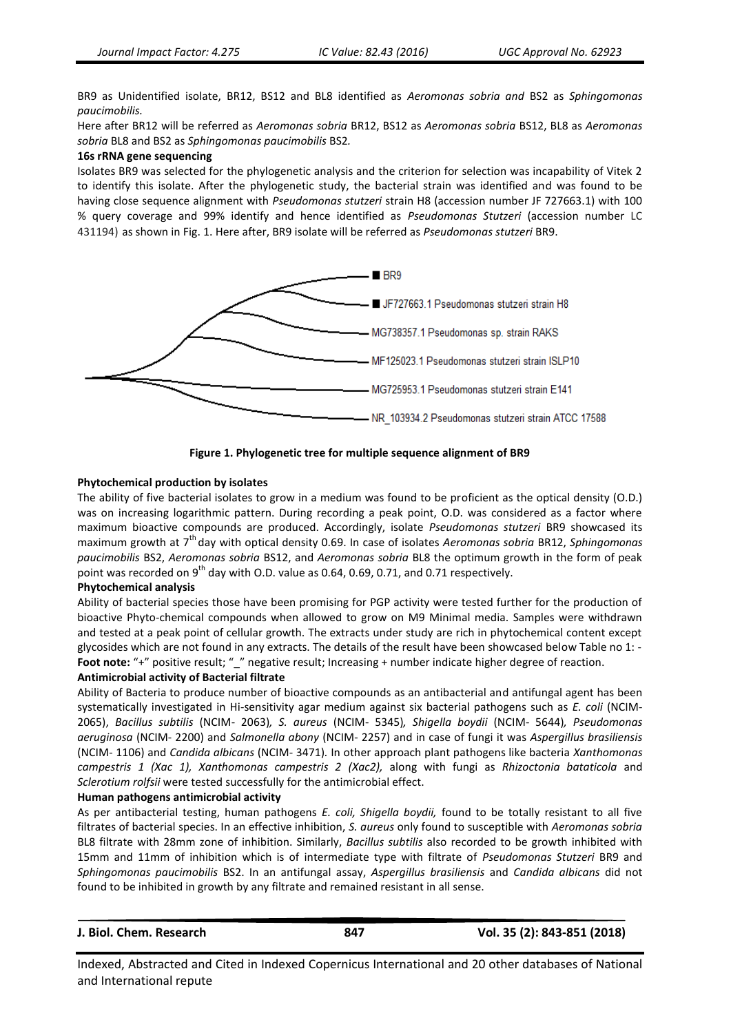BR9 as Unidentified isolate, BR12, BS12 and BL8 identified as *Aeromonas sobria and* BS2 as *Sphingomonas paucimobilis.*

Here after BR12 will be referred as *Aeromonas sobria* BR12, BS12 as *Aeromonas sobria* BS12, BL8 as *Aeromonas sobria* BL8 and BS2 as *Sphingomonas paucimobilis* BS2*.*

**16s rRNA gene sequencing**

Isolates BR9 was selected for the phylogenetic analysis and the criterion for selection was incapability of Vitek 2 to identify this isolate. After the phylogenetic study, the bacterial strain was identified and was found to be having close sequence alignment with *Pseudomonas stutzeri* strain H8 (accession number JF 727663.1) with 100 % query coverage and 99% identify and hence identified as *Pseudomonas Stutzeri* (accession number LC 431194) as shown in Fig. 1. Here after, BR9 isolate will be referred as *Pseudomonas stutzeri* BR9.

**Figure 1. Phylogenetic tree for multiple sequence alignment of BR9**

**Phytochemical production by isolates**

The ability of five bacterial isolates to grow in a medium was found to be proficient as the optical density (O.D.) was on increasing logarithmic pattern. During recording a peak point, O.D. was considered as a factor where maximum bioactive compounds are produced. Accordingly, isolate *Pseudomonas stutzeri* BR9 showcased its maximum growth at 7$^{th}$ day with optical density 0.69. In case of isolates *Aeromonas sobria* BR12, *Sphingomonas paucimobilis* BS2, *Aeromonas sobria* BS12, and *Aeromonas sobria* BL8 the optimum growth in the form of peak point was recorded on 9$^{th}$ day with O.D. value as 0.64, 0.69, 0.71, and 0.71 respectively.

**Phytochemical analysis**

Ability of bacterial species those have been promising for PGP activity were tested further for the production of bioactive Phyto-chemical compounds when allowed to grow on M9 Minimal media. Samples were withdrawn and tested at a peak point of cellular growth. The extracts under study are rich in phytochemical content except glycosides which are not found in any extracts. The details of the result have been showcased below Table no 1: -

**Foot note:** "+" positive result; "_" negative result; Increasing + number indicate higher degree of reaction.

**Antimicrobial activity of Bacterial filtrate**

Ability of Bacteria to produce number of bioactive compounds as an antibacterial and antifungal agent has been systematically investigated in Hi-sensitivity agar medium against six bacterial pathogens such as *E. coli* (NCIM-2065), *Bacillus subtilis* (NCIM- 2063)*, S. aureus* (NCIM- 5345)*, Shigella boydii* (NCIM- 5644)*, Pseudomonas aeruginosa* (NCIM- 2200) and *Salmonella abony* (NCIM- 2257) and in case of fungi it was *Aspergillus brasiliensis* (NCIM- 1106) and *Candida albicans* (NCIM- 3471). In other approach plant pathogens like bacteria *Xanthomonas campestris 1 (Xac 1), Xanthomonas campestris 2 (Xac2),* along with fungi as *Rhizoctonia bataticola* and *Sclerotium rolfsii* were tested successfully for the antimicrobial effect.

**Human pathogens antimicrobial activity**

As per antibacterial testing, human pathogens *E. coli, Shigella boydii,* found to be totally resistant to all five filtrates of bacterial species. In an effective inhibition, *S. aureus* only found to susceptible with *Aeromonas sobria* BL8 filtrate with 28mm zone of inhibition. Similarly, *Bacillus subtilis* also recorded to be growth inhibited with 15mm and 11mm of inhibition which is of intermediate type with filtrate of *Pseudomonas Stutzeri* BR9 and *Sphingomonas paucimobilis* BS2. In an antifungal assay, *Aspergillus brasiliensis* and *Candida albicans* did not found to be inhibited in growth by any filtrate and remained resistant in all sense.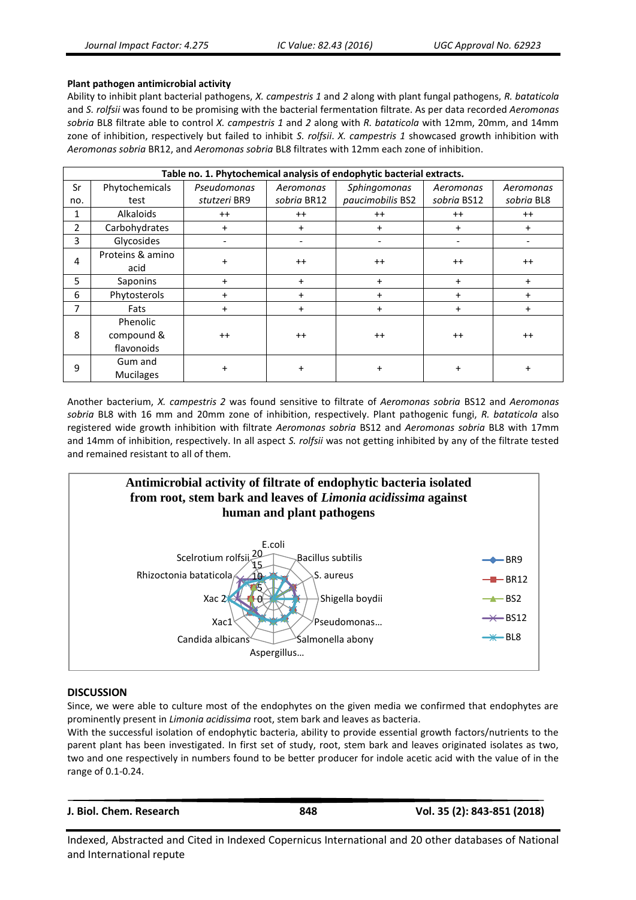**Plant pathogen antimicrobial activity**

Ability to inhibit plant bacterial pathogens, *X. campestris 1* and *2* along with plant fungal pathogens, *R. bataticola* and *S. rolfsii* was found to be promising with the bacterial fermentation filtrate. As per data recorded *Aeromonas sobria* BL8 filtrate able to control *X. campestris 1* and *2* along with *R. bataticola* with 12mm, 20mm, and 14mm zone of inhibition, respectively but failed to inhibit *S. rolfsii*. *X. campestris 1* showcased growth inhibition with *Aeromonas sobria* BR12, and *Aeromonas sobria* BL8 filtrates with 12mm each zone of inhibition.

**Table no. 1. Phytochemical analysis of endophytic bacterial extracts.**

| Sr no. | Phytochemicals test | *Pseudomonas stutzeri* BR9 | *Aeromonas sobria* BR12 | *Sphingomonas paucimobilis* BS2 | *Aeromonas sobria* BS12 | *Aeromonas sobria* BL8 |
|---|---|---|---|---|---|---|
| 1 | Alkaloids | ++ | ++ | ++ | ++ | ++ |
| 2 | Carbohydrates | + | + | + | + | + |
| 3 | Glycosides | - | - | - | - | - |
| 4 | Proteins & amino acid | + | ++ | ++ | ++ | ++ |
| 5 | Saponins | + | + | + | + | + |
| 6 | Phytosterols | + | + | + | + | + |
| 7 | Fats | + | + | + | + | + |
| 8 | Phenolic compound & flavonoids | ++ | ++ | ++ | ++ | ++ |
| 9 | Gum and Mucilages | + | + | + | + | + |

Another bacterium, *X. campestris 2* was found sensitive to filtrate of *Aeromonas sobria* BS12 and *Aeromonas sobria* BL8 with 16 mm and 20mm zone of inhibition, respectively. Plant pathogenic fungi, *R. bataticola* also registered wide growth inhibition with filtrate *Aeromonas sobria* BS12 and *Aeromonas sobria* BL8 with 17mm and 14mm of inhibition, respectively. In all aspect *S. rolfsii* was not getting inhibited by any of the filtrate tested and remained resistant to all of them.

**Antimicrobial activity of filtrate of endophytic bacteria isolated from root, stem bark and leaves of *Limonia acidissima* against human and plant pathogens**

(Radar chart axes: E.coli, Bacillus subtilis, S. aureus, Shigella boydii, Pseudomonas…, Salmonella abony, Aspergillus…, Candida albicans, Xac1, Xac 2, Rhizoctonia bataticola, Scelrotium rolfsii; scale 0–20; series: BR9, BR12, BS2, BS12, BL8)

## DISCUSSION

Since, we were able to culture most of the endophytes on the given media we confirmed that endophytes are prominently present in *Limonia acidissima* root, stem bark and leaves as bacteria.

With the successful isolation of endophytic bacteria, ability to provide essential growth factors/nutrients to the parent plant has been investigated. In first set of study, root, stem bark and leaves originated isolates as two, two and one respectively in numbers found to be better producer for indole acetic acid with the value of in the range of 0.1-0.24.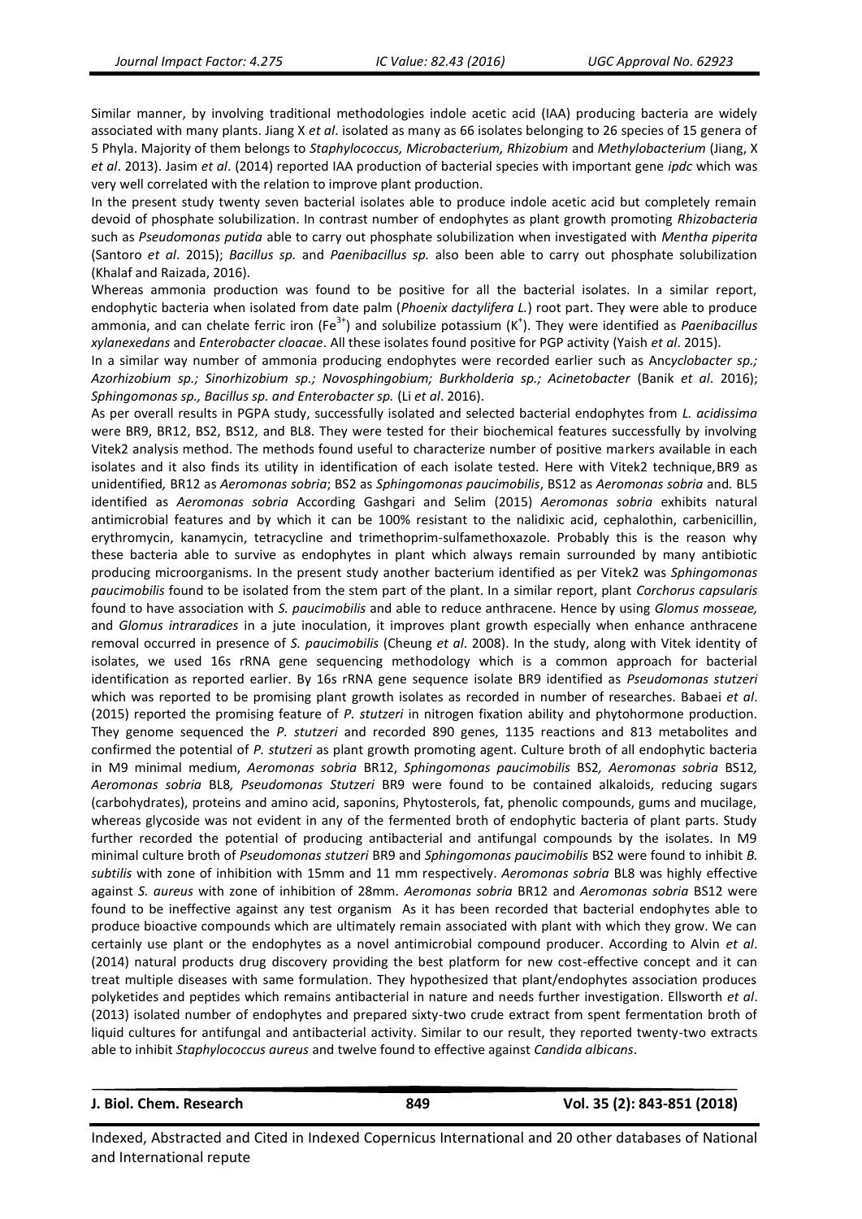Similar manner, by involving traditional methodologies indole acetic acid (IAA) producing bacteria are widely associated with many plants. Jiang X *et al*. isolated as many as 66 isolates belonging to 26 species of 15 genera of 5 Phyla. Majority of them belongs to *Staphylococcus, Microbacterium, Rhizobium* and *Methylobacterium* (Jiang, X *et al*. 2013). Jasim *et al*. (2014) reported IAA production of bacterial species with important gene *ipdc* which was very well correlated with the relation to improve plant production.

In the present study twenty seven bacterial isolates able to produce indole acetic acid but completely remain devoid of phosphate solubilization. In contrast number of endophytes as plant growth promoting *Rhizobacteria* such as *Pseudomonas putida* able to carry out phosphate solubilization when investigated with *Mentha piperita* (Santoro *et al*. 2015); *Bacillus sp.* and *Paenibacillus sp.* also been able to carry out phosphate solubilization (Khalaf and Raizada, 2016).

Whereas ammonia production was found to be positive for all the bacterial isolates. In a similar report, endophytic bacteria when isolated from date palm (*Phoenix dactylifera L.*) root part. They were able to produce ammonia, and can chelate ferric iron ($Fe^{3+}$) and solubilize potassium ($K^{+}$). They were identified as *Paenibacillus xylanexedans* and *Enterobacter cloacae*. All these isolates found positive for PGP activity (Yaish *et al*. 2015).

In a similar way number of ammonia producing endophytes were recorded earlier such as An*cyclobacter sp.; Azorhizobium sp.; Sinorhizobium sp.; Novosphingobium; Burkholderia sp.; Acinetobacter* (Banik *et al*. 2016); *Sphingomonas sp., Bacillus sp. and Enterobacter sp.* (Li *et al*. 2016).

As per overall results in PGPA study, successfully isolated and selected bacterial endophytes from *L. acidissima* were BR9, BR12, BS2, BS12, and BL8. They were tested for their biochemical features successfully by involving Vitek2 analysis method. The methods found useful to characterize number of positive markers available in each isolates and it also finds its utility in identification of each isolate tested. Here with Vitek2 technique, BR9 as unidentified*,* BR12 as *Aeromonas sobria*; BS2 as *Sphingomonas paucimobilis*, BS12 as *Aeromonas sobria* and*.* BL5 identified as *Aeromonas sobria* According Gashgari and Selim (2015) *Aeromonas sobria* exhibits natural antimicrobial features and by which it can be 100% resistant to the nalidixic acid, cephalothin, carbenicillin, erythromycin, kanamycin, tetracycline and trimethoprim-sulfamethoxazole. Probably this is the reason why these bacteria able to survive as endophytes in plant which always remain surrounded by many antibiotic producing microorganisms. In the present study another bacterium identified as per Vitek2 was *Sphingomonas paucimobilis* found to be isolated from the stem part of the plant. In a similar report, plant *Corchorus capsularis* found to have association with *S. paucimobilis* and able to reduce anthracene. Hence by using *Glomus mosseae,* and *Glomus intraradices* in a jute inoculation, it improves plant growth especially when enhance anthracene removal occurred in presence of *S. paucimobilis* (Cheung *et al*. 2008). In the study, along with Vitek identity of isolates, we used 16s rRNA gene sequencing methodology which is a common approach for bacterial identification as reported earlier. By 16s rRNA gene sequence isolate BR9 identified as *Pseudomonas stutzeri* which was reported to be promising plant growth isolates as recorded in number of researches. Babaei *et al*. (2015) reported the promising feature of *P. stutzeri* in nitrogen fixation ability and phytohormone production. They genome sequenced the *P. stutzeri* and recorded 890 genes, 1135 reactions and 813 metabolites and confirmed the potential of *P. stutzeri* as plant growth promoting agent. Culture broth of all endophytic bacteria in M9 minimal medium, *Aeromonas sobria* BR12, *Sphingomonas paucimobilis* BS2*, Aeromonas sobria* BS12*, Aeromonas sobria* BL8*, Pseudomonas Stutzeri* BR9 were found to be contained alkaloids, reducing sugars (carbohydrates), proteins and amino acid, saponins, Phytosterols, fat, phenolic compounds, gums and mucilage, whereas glycoside was not evident in any of the fermented broth of endophytic bacteria of plant parts. Study further recorded the potential of producing antibacterial and antifungal compounds by the isolates. In M9 minimal culture broth of *Pseudomonas stutzeri* BR9 and *Sphingomonas paucimobilis* BS2 were found to inhibit *B. subtilis* with zone of inhibition with 15mm and 11 mm respectively. *Aeromonas sobria* BL8 was highly effective against *S. aureus* with zone of inhibition of 28mm. *Aeromonas sobria* BR12 and *Aeromonas sobria* BS12 were found to be ineffective against any test organism As it has been recorded that bacterial endophytes able to produce bioactive compounds which are ultimately remain associated with plant with which they grow. We can certainly use plant or the endophytes as a novel antimicrobial compound producer. According to Alvin *et al*. (2014) natural products drug discovery providing the best platform for new cost-effective concept and it can treat multiple diseases with same formulation. They hypothesized that plant/endophytes association produces polyketides and peptides which remains antibacterial in nature and needs further investigation. Ellsworth *et al*. (2013) isolated number of endophytes and prepared sixty-two crude extract from spent fermentation broth of liquid cultures for antifungal and antibacterial activity. Similar to our result, they reported twenty-two extracts able to inhibit *Staphylococcus aureus* and twelve found to effective against *Candida albicans*.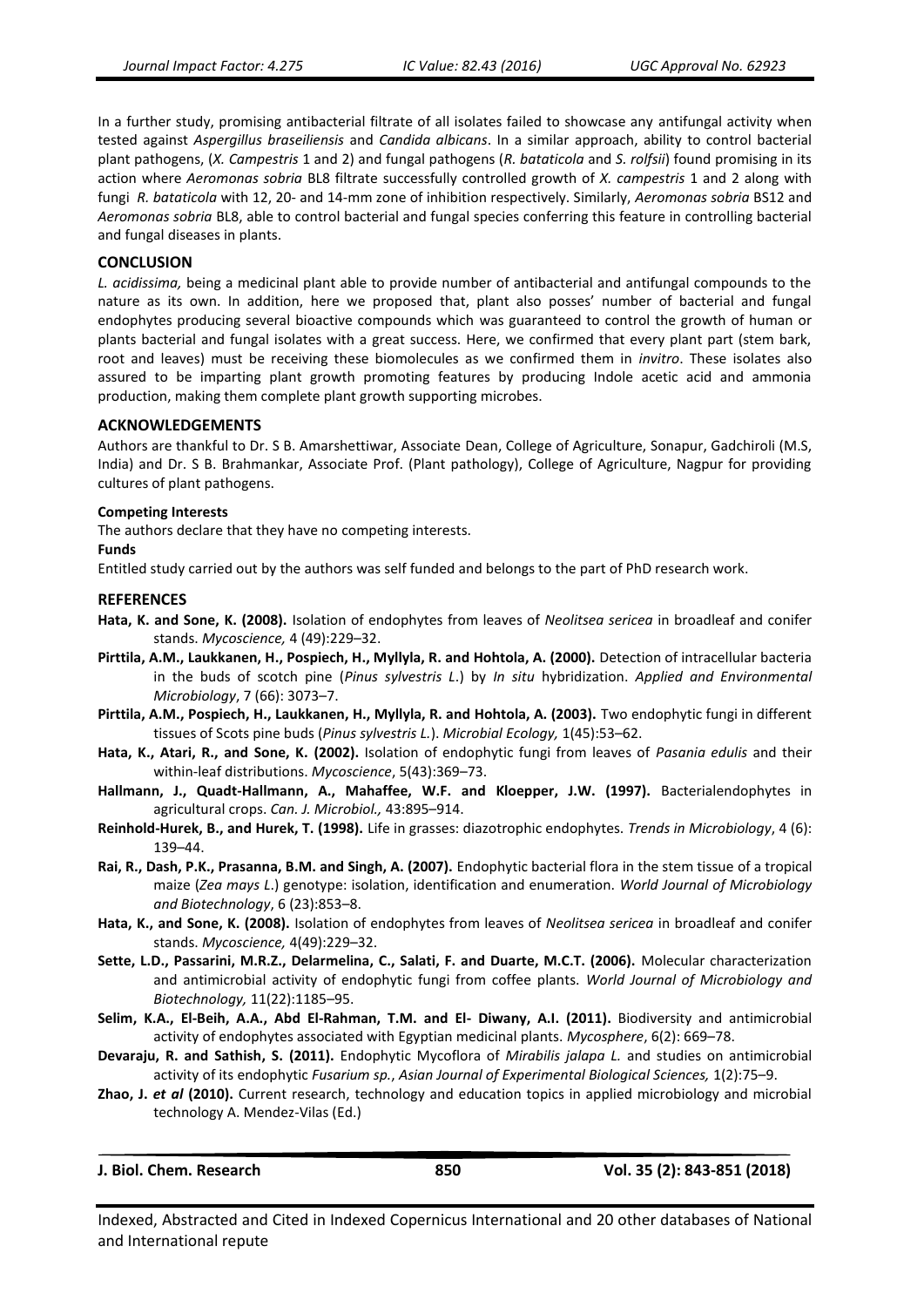In a further study, promising antibacterial filtrate of all isolates failed to showcase any antifungal activity when tested against *Aspergillus braseiliensis* and *Candida albicans*. In a similar approach, ability to control bacterial plant pathogens, (*X. Campestris* 1 and 2) and fungal pathogens (*R. bataticola* and *S. rolfsii*) found promising in its action where *Aeromonas sobria* BL8 filtrate successfully controlled growth of *X. campestris* 1 and 2 along with fungi *R. bataticola* with 12, 20- and 14-mm zone of inhibition respectively. Similarly, *Aeromonas sobria* BS12 and *Aeromonas sobria* BL8, able to control bacterial and fungal species conferring this feature in controlling bacterial and fungal diseases in plants.

## CONCLUSION

*L. acidissima,* being a medicinal plant able to provide number of antibacterial and antifungal compounds to the nature as its own. In addition, here we proposed that, plant also posses' number of bacterial and fungal endophytes producing several bioactive compounds which was guaranteed to control the growth of human or plants bacterial and fungal isolates with a great success. Here, we confirmed that every plant part (stem bark, root and leaves) must be receiving these biomolecules as we confirmed them in *invitro*. These isolates also assured to be imparting plant growth promoting features by producing Indole acetic acid and ammonia production, making them complete plant growth supporting microbes.

## ACKNOWLEDGEMENTS

Authors are thankful to Dr. S B. Amarshettiwar, Associate Dean, College of Agriculture, Sonapur, Gadchiroli (M.S, India) and Dr. S B. Brahmankar, Associate Prof. (Plant pathology), College of Agriculture, Nagpur for providing cultures of plant pathogens.

### Competing Interests

The authors declare that they have no competing interests.

### Funds

Entitled study carried out by the authors was self funded and belongs to the part of PhD research work.

## REFERENCES

**Hata, K. and Sone, K. (2008).** Isolation of endophytes from leaves of *Neolitsea sericea* in broadleaf and conifer stands. *Mycoscience,* 4 (49):229–32.

**Pirttila, A.M., Laukkanen, H., Pospiech, H., Myllyla, R. and Hohtola, A. (2000).** Detection of intracellular bacteria in the buds of scotch pine (*Pinus sylvestris L*.) by *In situ* hybridization. *Applied and Environmental Microbiology*, 7 (66): 3073–7.

**Pirttila, A.M., Pospiech, H., Laukkanen, H., Myllyla, R. and Hohtola, A. (2003).** Two endophytic fungi in different tissues of Scots pine buds (*Pinus sylvestris L.*). *Microbial Ecology,* 1(45):53–62.

**Hata, K., Atari, R., and Sone, K. (2002).** Isolation of endophytic fungi from leaves of *Pasania edulis* and their within-leaf distributions. *Mycoscience*, 5(43):369–73.

**Hallmann, J., Quadt-Hallmann, A., Mahaffee, W.F. and Kloepper, J.W. (1997).** Bacterialendophytes in agricultural crops. *Can. J. Microbiol.,* 43:895–914.

**Reinhold-Hurek, B., and Hurek, T. (1998).** Life in grasses: diazotrophic endophytes. *Trends in Microbiology*, 4 (6): 139–44.

**Rai, R., Dash, P.K., Prasanna, B.M. and Singh, A. (2007).** Endophytic bacterial flora in the stem tissue of a tropical maize (*Zea mays L.*) genotype: isolation, identification and enumeration. *World Journal of Microbiology and Biotechnology*, 6 (23):853–8.

**Hata, K., and Sone, K. (2008).** Isolation of endophytes from leaves of *Neolitsea sericea* in broadleaf and conifer stands. *Mycoscience,* 4(49):229–32.

**Sette, L.D., Passarini, M.R.Z., Delarmelina, C., Salati, F. and Duarte, M.C.T. (2006).** Molecular characterization and antimicrobial activity of endophytic fungi from coffee plants. *World Journal of Microbiology and Biotechnology,* 11(22):1185–95.

**Selim, K.A., El-Beih, A.A., Abd El-Rahman, T.M. and El- Diwany, A.I. (2011).** Biodiversity and antimicrobial activity of endophytes associated with Egyptian medicinal plants. *Mycosphere*, 6(2): 669–78.

**Devaraju, R. and Sathish, S. (2011).** Endophytic Mycoflora of *Mirabilis jalapa L.* and studies on antimicrobial activity of its endophytic *Fusarium sp.*, *Asian Journal of Experimental Biological Sciences,* 1(2):75–9.

**Zhao, J. *et al* (2010).** Current research, technology and education topics in applied microbiology and microbial technology A. Mendez-Vilas (Ed.)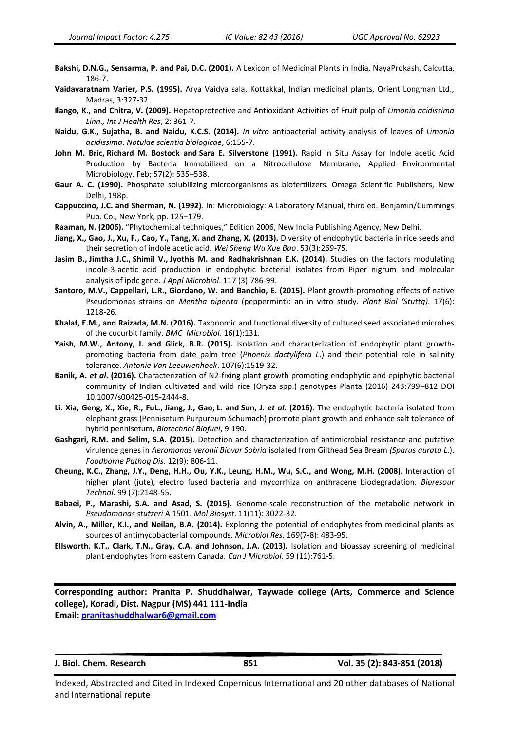**Bakshi, D.N.G., Sensarma, P. and Pai, D.C. (2001).** A Lexicon of Medicinal Plants in India, NayaProkash, Calcutta, 186-7.

**Vaidayaratnam Varier, P.S. (1995).** Arya Vaidya sala, Kottakkal, Indian medicinal plants, Orient Longman Ltd., Madras, 3:327-32.

**Ilango, K., and Chitra, V. (2009).** Hepatoprotective and Antioxidant Activities of Fruit pulp of *Limonia acidissima Linn., Int J Health Res*, 2: 361-7.

**Naidu, G.K., Sujatha, B. and Naidu, K.C.S. (2014).** *In vitro* antibacterial activity analysis of leaves of *Limonia acidissima*. *Notulae scientia biologicae*, 6:155-7.

**John M. Bric, Richard M. Bostock and Sara E. Silverstone (1991).** Rapid in Situ Assay for Indole acetic Acid Production by Bacteria Immobilized on a Nitrocellulose Membrane, Applied Environmental Microbiology. Feb; 57(2): 535–538.

**Gaur A. C. (1990).** Phosphate solubilizing microorganisms as biofertilizers. Omega Scientific Publishers, New Delhi, 198p.

**Cappuccino, J.C. and Sherman, N. (1992)**. In: Microbiology: A Laboratory Manual, third ed. Benjamin/Cummings Pub. Co., New York, pp. 125–179.

**Raaman, N. (2006).** "Phytochemical techniques," Edition 2006, New India Publishing Agency, New Delhi.

**Jiang, X., Gao, J., Xu, F., Cao, Y., Tang, X. and Zhang, X. (2013).** Diversity of endophytic bacteria in rice seeds and their secretion of indole acetic acid. *Wei Sheng Wu Xue Bao*. 53(3):269-75.

**Jasim B., Jimtha J.C., Shimil V., Jyothis M. and Radhakrishnan E.K. (2014).** Studies on the factors modulating indole-3-acetic acid production in endophytic bacterial isolates from Piper nigrum and molecular analysis of ipdc gene. *J Appl Microbiol*. 117 (3):786-99.

**Santoro, M.V., Cappellari, L.R., Giordano, W. and Banchio, E. (2015).** Plant growth-promoting effects of native Pseudomonas strains on *Mentha piperita* (peppermint): an in vitro study. *Plant Biol (Stuttg)*. 17(6): 1218-26.

**Khalaf, E.M., and Raizada, M.N. (2016).** Taxonomic and functional diversity of cultured seed associated microbes of the cucurbit family. *BMC Microbiol*. 16(1):131.

**Yaish, M.W., Antony, I. and Glick, B.R. (2015).** Isolation and characterization of endophytic plant growth-promoting bacteria from date palm tree (*Phoenix dactylifera L*.) and their potential role in salinity tolerance. *Antonie Van Leeuwenhoek*. 107(6):1519-32.

**Banik, A. *et al*. (2016).** Characterization of N2-fixing plant growth promoting endophytic and epiphytic bacterial community of Indian cultivated and wild rice (Oryza spp.) genotypes Planta (2016) 243:799–812 DOI 10.1007/s00425-015-2444-8.

**Li. Xia, Geng, X., Xie, R., FuL., Jiang, J., Gao, L. and Sun, J. *et al*. (2016).** The endophytic bacteria isolated from elephant grass (Pennisetum Purpureum Schumach) promote plant growth and enhance salt tolerance of hybrid pennisetum, *Biotechnol Biofuel*, 9:190.

**Gashgari, R.M. and Selim, S.A. (2015).** Detection and characterization of antimicrobial resistance and putative virulence genes in *Aeromonas veronii Biovar Sobria* isolated from Gilthead Sea Bream *(Sparus aurata L*.). *Foodborne Pathog Dis*. 12(9): 806-11.

**Cheung, K.C., Zhang, J.Y., Deng, H.H., Ou, Y.K., Leung, H.M., Wu, S.C., and Wong, M.H. (2008).** Interaction of higher plant (jute), electro fused bacteria and mycorrhiza on anthracene biodegradation. *Bioresour Technol*. 99 (7):2148-55.

**Babaei, P., Marashi, S.A. and Asad, S. (2015).** Genome-scale reconstruction of the metabolic network in *Pseudomonas stutzeri* A 1501. *Mol Biosyst*. 11(11): 3022-32.

**Alvin, A., Miller, K.I., and Neilan, B.A. (2014).** Exploring the potential of endophytes from medicinal plants as sources of antimycobacterial compounds. *Microbiol Res*. 169(7-8): 483-95.

**Ellsworth, K.T., Clark, T.N., Gray, C.A. and Johnson, J.A. (2013).** Isolation and bioassay screening of medicinal plant endophytes from eastern Canada. *Can J Microbiol*. 59 (11):761-5.

---

**Corresponding author: Pranita P. Shuddhalwar, Taywade college (Arts, Commerce and Science college), Koradi, Dist. Nagpur (MS) 441 111-India**
**Email: pranitashuddhalwar6@gmail.com**